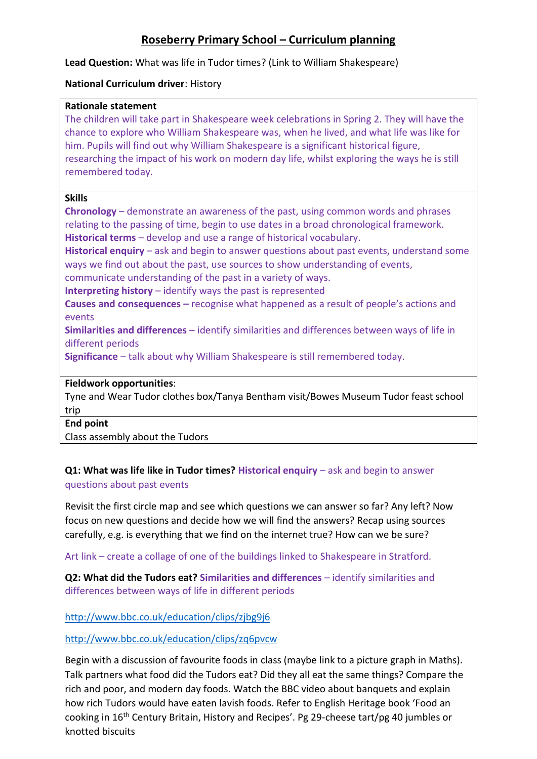# Roseberry Primary School – Curriculum planning

**Lead Question:** What was life in Tudor times? (Link to William Shakespeare)

**National Curriculum driver**: History

**Rationale statement**

The children will take part in Shakespeare week celebrations in Spring 2. They will have the chance to explore who William Shakespeare was, when he lived, and what life was like for him. Pupils will find out why William Shakespeare is a significant historical figure, researching the impact of his work on modern day life, whilst exploring the ways he is still remembered today.

**Skills**

**Chronology** – demonstrate an awareness of the past, using common words and phrases relating to the passing of time, begin to use dates in a broad chronological framework.
**Historical terms** – develop and use a range of historical vocabulary.
**Historical enquiry** – ask and begin to answer questions about past events, understand some ways we find out about the past, use sources to show understanding of events, communicate understanding of the past in a variety of ways.
**Interpreting history** – identify ways the past is represented
**Causes and consequences –** recognise what happened as a result of people's actions and events
**Similarities and differences** – identify similarities and differences between ways of life in different periods
**Significance** – talk about why William Shakespeare is still remembered today.

**Fieldwork opportunities**:
Tyne and Wear Tudor clothes box/Tanya Bentham visit/Bowes Museum Tudor feast school trip

**End point**
Class assembly about the Tudors

**Q1: What was life like in Tudor times? Historical enquiry** – ask and begin to answer questions about past events

Revisit the first circle map and see which questions we can answer so far? Any left? Now focus on new questions and decide how we will find the answers? Recap using sources carefully, e.g. is everything that we find on the internet true? How can we be sure?

Art link – create a collage of one of the buildings linked to Shakespeare in Stratford.

**Q2: What did the Tudors eat? Similarities and differences** – identify similarities and differences between ways of life in different periods

http://www.bbc.co.uk/education/clips/zjbg9j6

http://www.bbc.co.uk/education/clips/zq6pvcw

Begin with a discussion of favourite foods in class (maybe link to a picture graph in Maths). Talk partners what food did the Tudors eat? Did they all eat the same things? Compare the rich and poor, and modern day foods. Watch the BBC video about banquets and explain how rich Tudors would have eaten lavish foods. Refer to English Heritage book 'Food an cooking in 16th Century Britain, History and Recipes'. Pg 29-cheese tart/pg 40 jumbles or knotted biscuits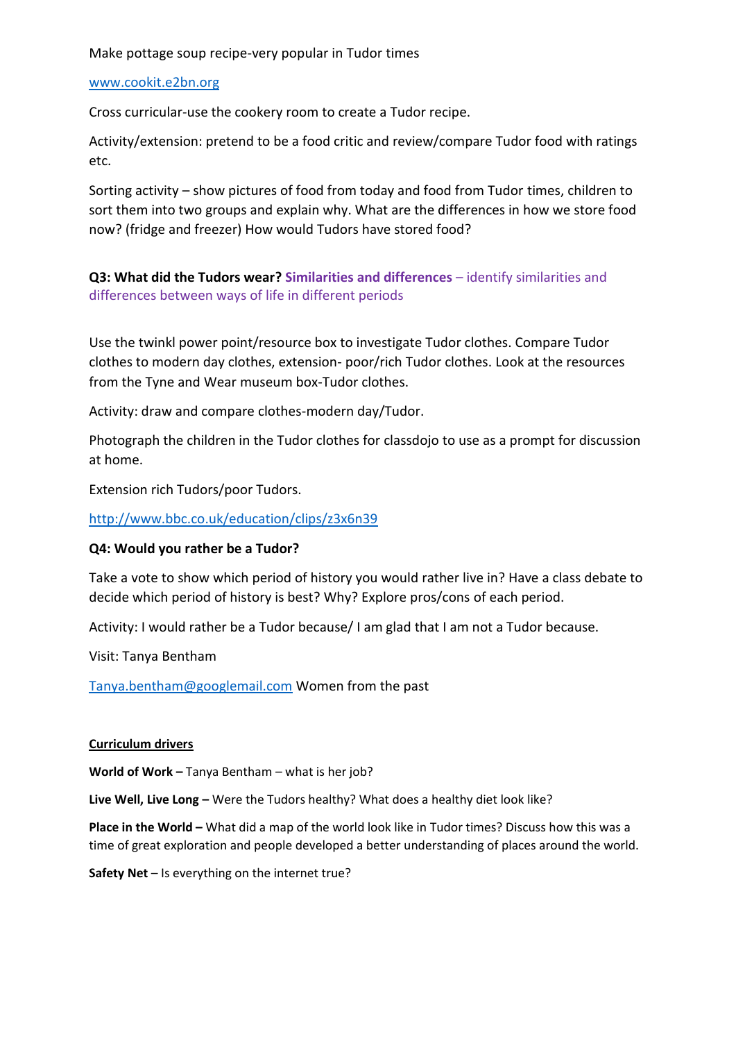Make pottage soup recipe-very popular in Tudor times

www.cookit.e2bn.org

Cross curricular-use the cookery room to create a Tudor recipe.

Activity/extension: pretend to be a food critic and review/compare Tudor food with ratings etc.

Sorting activity – show pictures of food from today and food from Tudor times, children to sort them into two groups and explain why. What are the differences in how we store food now? (fridge and freezer) How would Tudors have stored food?

**Q3: What did the Tudors wear?** **Similarities and differences** – identify similarities and differences between ways of life in different periods

Use the twinkl power point/resource box to investigate Tudor clothes. Compare Tudor clothes to modern day clothes, extension- poor/rich Tudor clothes. Look at the resources from the Tyne and Wear museum box-Tudor clothes.

Activity: draw and compare clothes-modern day/Tudor.

Photograph the children in the Tudor clothes for classdojo to use as a prompt for discussion at home.

Extension rich Tudors/poor Tudors.

http://www.bbc.co.uk/education/clips/z3x6n39

**Q4: Would you rather be a Tudor?**

Take a vote to show which period of history you would rather live in? Have a class debate to decide which period of history is best? Why? Explore pros/cons of each period.

Activity: I would rather be a Tudor because/ I am glad that I am not a Tudor because.

Visit: Tanya Bentham

Tanya.bentham@googlemail.com Women from the past

**Curriculum drivers**

**World of Work –** Tanya Bentham – what is her job?

**Live Well, Live Long –** Were the Tudors healthy? What does a healthy diet look like?

**Place in the World –** What did a map of the world look like in Tudor times? Discuss how this was a time of great exploration and people developed a better understanding of places around the world.

**Safety Net** – Is everything on the internet true?